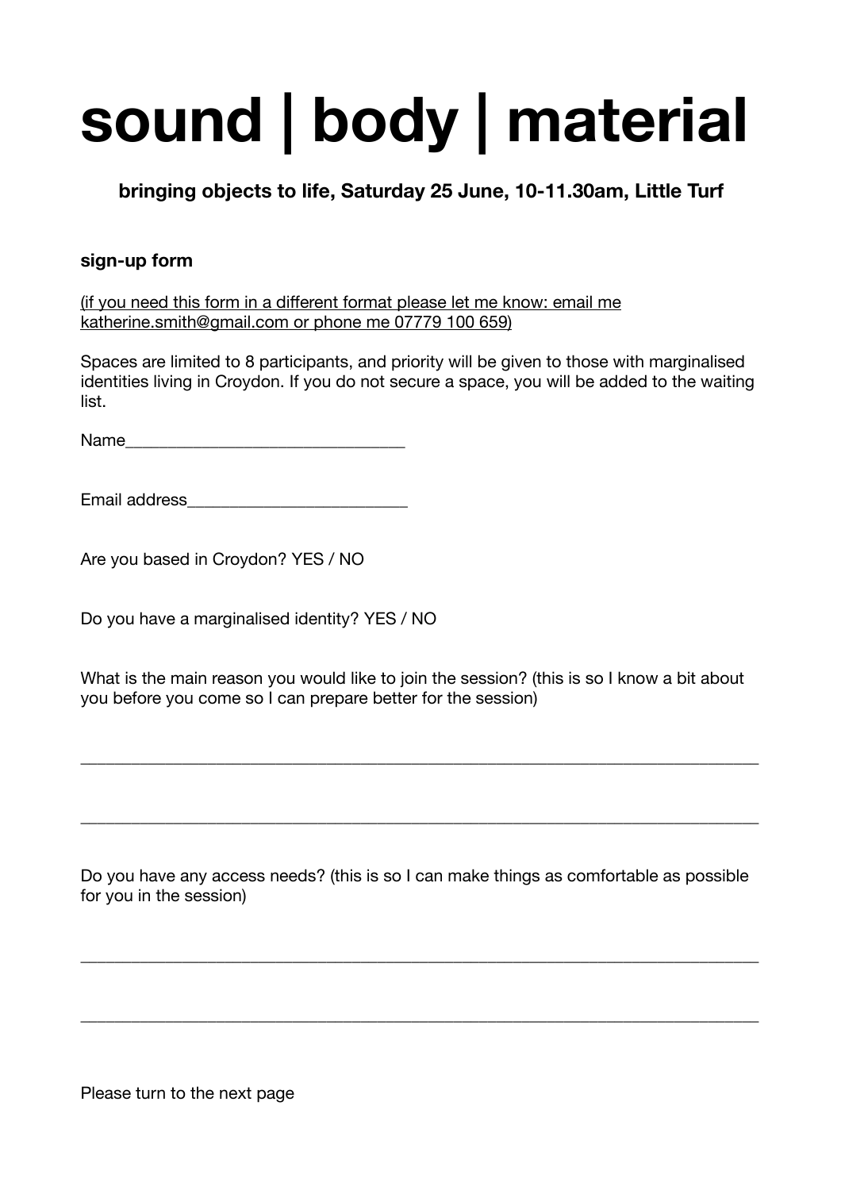# sound | body | material

**bringing objects to life, Saturday 25 June, 10-11.30am, Little Turf**

**sign-up form**

(if you need this form in a different format please let me know: email me katherine.smith@gmail.com or phone me 07779 100 659)

Spaces are limited to 8 participants, and priority will be given to those with marginalised identities living in Croydon. If you do not secure a space, you will be added to the waiting list.

Name_______________________________

Email address________________________

Are you based in Croydon? YES / NO

Do you have a marginalised identity? YES / NO

What is the main reason you would like to join the session? (this is so I know a bit about you before you come so I can prepare better for the session)

_____________________________________________________________________________

_____________________________________________________________________________

Do you have any access needs? (this is so I can make things as comfortable as possible for you in the session)

_____________________________________________________________________________

_____________________________________________________________________________

Please turn to the next page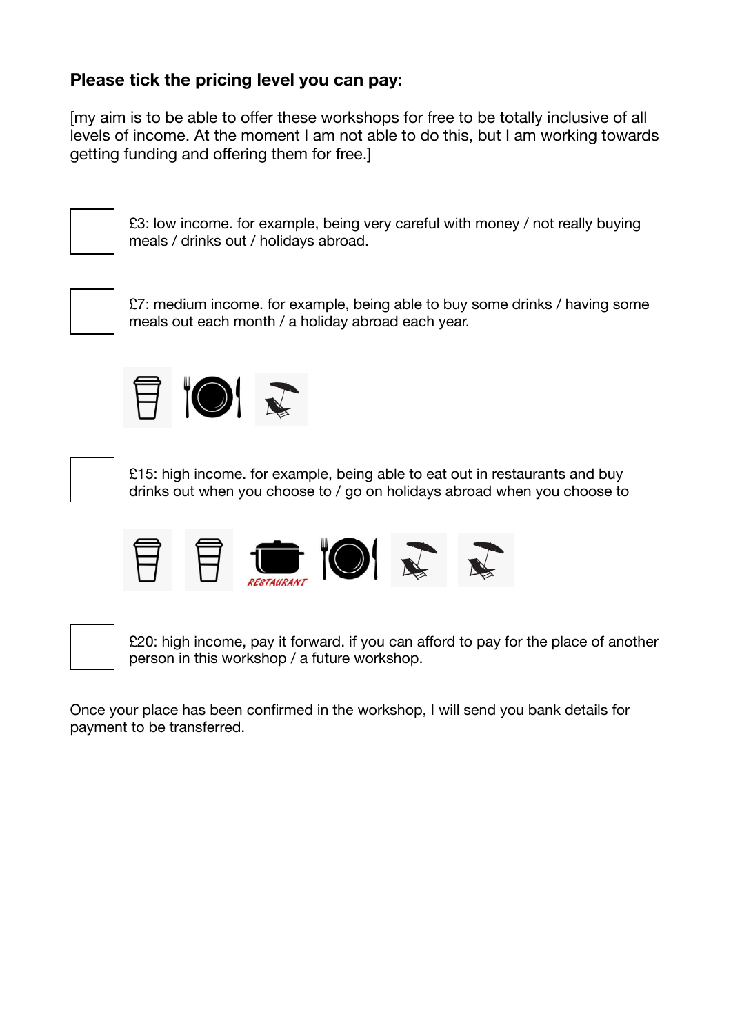**Please tick the pricing level you can pay:**

[my aim is to be able to offer these workshops for free to be totally inclusive of all levels of income. At the moment I am not able to do this, but I am working towards getting funding and offering them for free.]

- [ ] £3: low income. for example, being very careful with money / not really buying meals / drinks out / holidays abroad.

- [ ] £7: medium income. for example, being able to buy some drinks / having some meals out each month / a holiday abroad each year.

- [ ] £15: high income. for example, being able to eat out in restaurants and buy drinks out when you choose to / go on holidays abroad when you choose to

RESTAURANT

- [ ] £20: high income, pay it forward. if you can afford to pay for the place of another person in this workshop / a future workshop.

Once your place has been confirmed in the workshop, I will send you bank details for payment to be transferred.